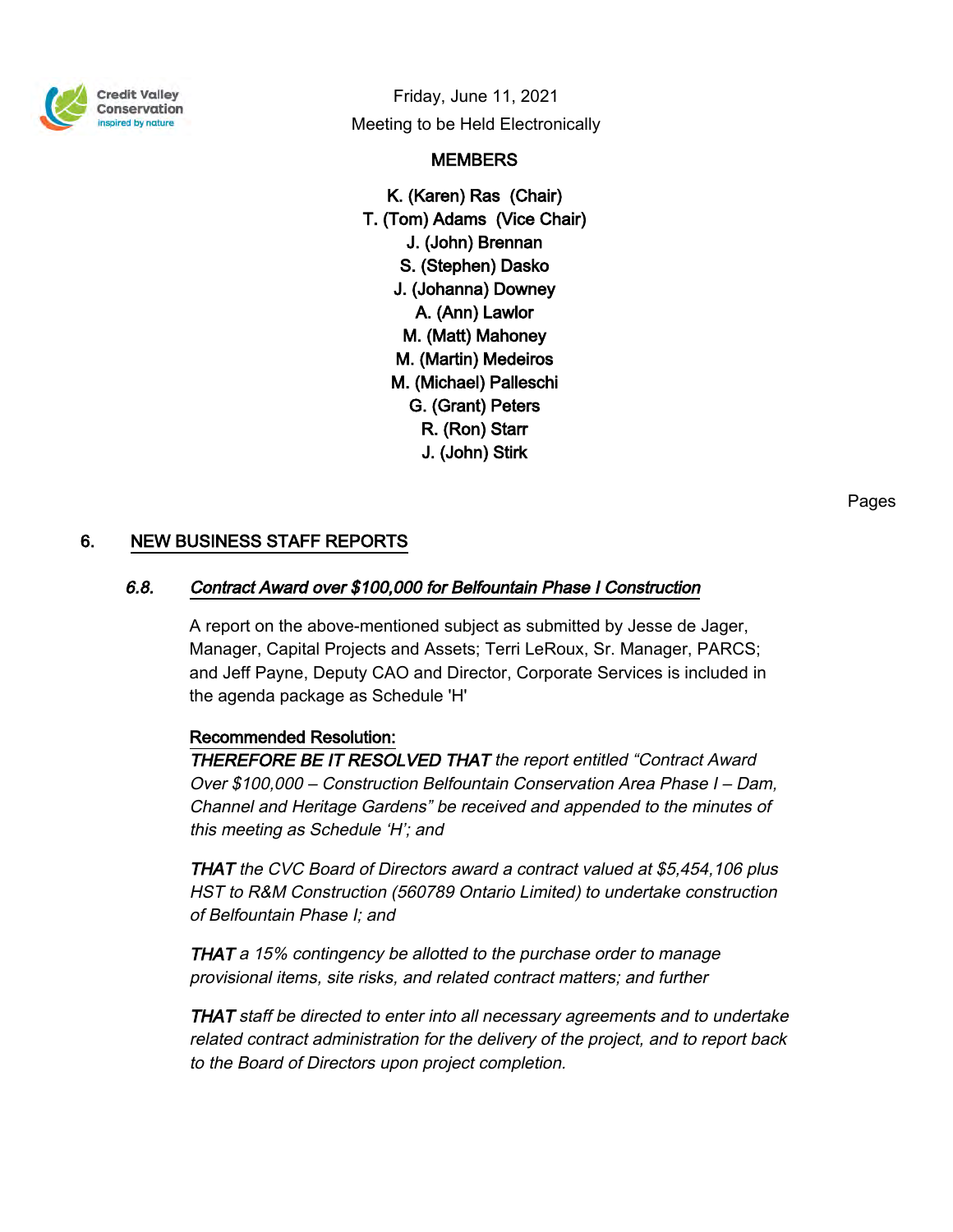Credit Valley Conservation
inspired by nature

Friday, June 11, 2021
Meeting to be Held Electronically

**MEMBERS**

K. (Karen) Ras (Chair)
T. (Tom) Adams (Vice Chair)
J. (John) Brennan
S. (Stephen) Dasko
J. (Johanna) Downey
A. (Ann) Lawlor
M. (Matt) Mahoney
M. (Martin) Medeiros
M. (Michael) Palleschi
G. (Grant) Peters
R. (Ron) Starr
J. (John) Stirk

Pages

## 6. NEW BUSINESS STAFF REPORTS

### *6.8. Contract Award over $100,000 for Belfountain Phase I Construction*

A report on the above-mentioned subject as submitted by Jesse de Jager, Manager, Capital Projects and Assets; Terri LeRoux, Sr. Manager, PARCS; and Jeff Payne, Deputy CAO and Director, Corporate Services is included in the agenda package as Schedule 'H'

**Recommended Resolution:**

***THEREFORE BE IT RESOLVED THAT*** *the report entitled "Contract Award Over $100,000 – Construction Belfountain Conservation Area Phase I – Dam, Channel and Heritage Gardens" be received and appended to the minutes of this meeting as Schedule 'H'; and*

***THAT*** *the CVC Board of Directors award a contract valued at $5,454,106 plus HST to R&M Construction (560789 Ontario Limited) to undertake construction of Belfountain Phase I; and*

***THAT*** *a 15% contingency be allotted to the purchase order to manage provisional items, site risks, and related contract matters; and further*

***THAT*** *staff be directed to enter into all necessary agreements and to undertake related contract administration for the delivery of the project, and to report back to the Board of Directors upon project completion.*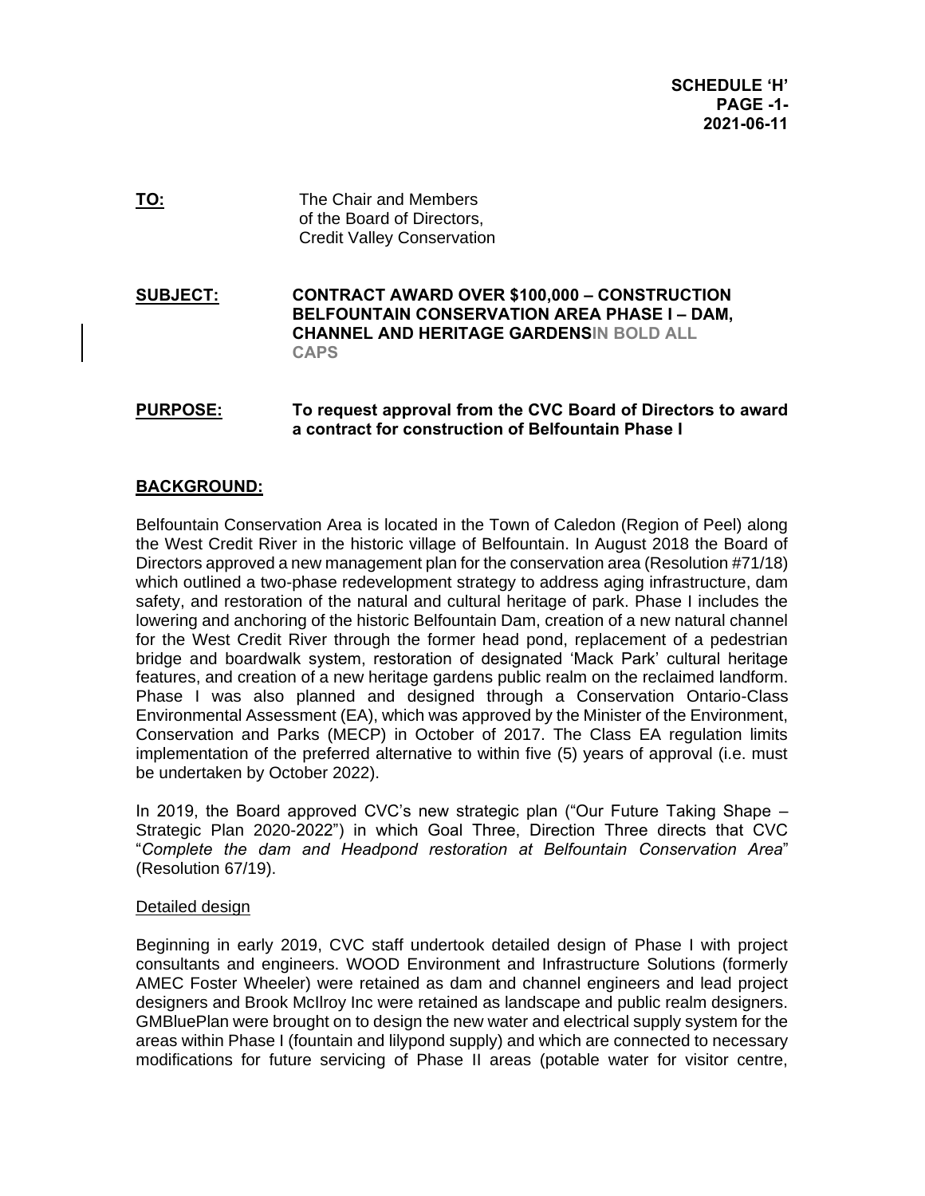**SCHEDULE 'H'**
**PAGE -1-**
**2021-06-11**

**TO:** The Chair and Members of the Board of Directors, Credit Valley Conservation

**SUBJECT:** **CONTRACT AWARD OVER $100,000 – CONSTRUCTION BELFOUNTAIN CONSERVATION AREA PHASE I – DAM, CHANNEL AND HERITAGE GARDENSIN BOLD ALL CAPS**

**PURPOSE:** **To request approval from the CVC Board of Directors to award a contract for construction of Belfountain Phase I**

## BACKGROUND:

Belfountain Conservation Area is located in the Town of Caledon (Region of Peel) along the West Credit River in the historic village of Belfountain. In August 2018 the Board of Directors approved a new management plan for the conservation area (Resolution #71/18) which outlined a two-phase redevelopment strategy to address aging infrastructure, dam safety, and restoration of the natural and cultural heritage of park. Phase I includes the lowering and anchoring of the historic Belfountain Dam, creation of a new natural channel for the West Credit River through the former head pond, replacement of a pedestrian bridge and boardwalk system, restoration of designated 'Mack Park' cultural heritage features, and creation of a new heritage gardens public realm on the reclaimed landform. Phase I was also planned and designed through a Conservation Ontario-Class Environmental Assessment (EA), which was approved by the Minister of the Environment, Conservation and Parks (MECP) in October of 2017. The Class EA regulation limits implementation of the preferred alternative to within five (5) years of approval (i.e. must be undertaken by October 2022).

In 2019, the Board approved CVC's new strategic plan ("Our Future Taking Shape – Strategic Plan 2020-2022") in which Goal Three, Direction Three directs that CVC "*Complete the dam and Headpond restoration at Belfountain Conservation Area*" (Resolution 67/19).

### Detailed design

Beginning in early 2019, CVC staff undertook detailed design of Phase I with project consultants and engineers. WOOD Environment and Infrastructure Solutions (formerly AMEC Foster Wheeler) were retained as dam and channel engineers and lead project designers and Brook McIlroy Inc were retained as landscape and public realm designers. GMBluePlan were brought on to design the new water and electrical supply system for the areas within Phase I (fountain and lilypond supply) and which are connected to necessary modifications for future servicing of Phase II areas (potable water for visitor centre,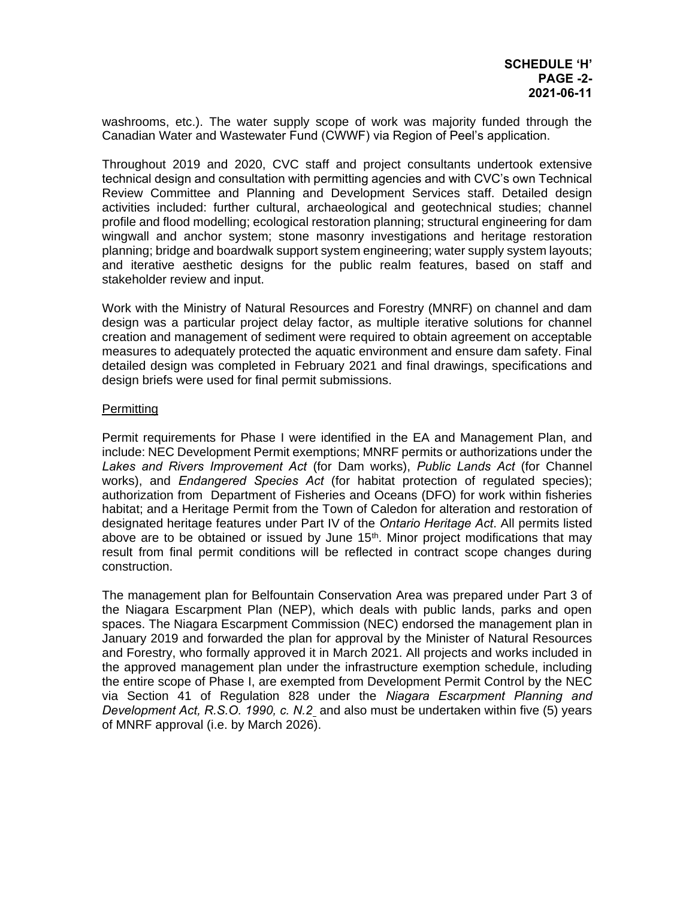washrooms, etc.). The water supply scope of work was majority funded through the Canadian Water and Wastewater Fund (CWWF) via Region of Peel's application.

Throughout 2019 and 2020, CVC staff and project consultants undertook extensive technical design and consultation with permitting agencies and with CVC's own Technical Review Committee and Planning and Development Services staff. Detailed design activities included: further cultural, archaeological and geotechnical studies; channel profile and flood modelling; ecological restoration planning; structural engineering for dam wingwall and anchor system; stone masonry investigations and heritage restoration planning; bridge and boardwalk support system engineering; water supply system layouts; and iterative aesthetic designs for the public realm features, based on staff and stakeholder review and input.

Work with the Ministry of Natural Resources and Forestry (MNRF) on channel and dam design was a particular project delay factor, as multiple iterative solutions for channel creation and management of sediment were required to obtain agreement on acceptable measures to adequately protected the aquatic environment and ensure dam safety. Final detailed design was completed in February 2021 and final drawings, specifications and design briefs were used for final permit submissions.

<u>Permitting</u>

Permit requirements for Phase I were identified in the EA and Management Plan, and include: NEC Development Permit exemptions; MNRF permits or authorizations under the *Lakes and Rivers Improvement Act* (for Dam works), *Public Lands Act* (for Channel works), and *Endangered Species Act* (for habitat protection of regulated species); authorization from Department of Fisheries and Oceans (DFO) for work within fisheries habitat; and a Heritage Permit from the Town of Caledon for alteration and restoration of designated heritage features under Part IV of the *Ontario Heritage Act*. All permits listed above are to be obtained or issued by June 15th. Minor project modifications that may result from final permit conditions will be reflected in contract scope changes during construction.

The management plan for Belfountain Conservation Area was prepared under Part 3 of the Niagara Escarpment Plan (NEP), which deals with public lands, parks and open spaces. The Niagara Escarpment Commission (NEC) endorsed the management plan in January 2019 and forwarded the plan for approval by the Minister of Natural Resources and Forestry, who formally approved it in March 2021. All projects and works included in the approved management plan under the infrastructure exemption schedule, including the entire scope of Phase I, are exempted from Development Permit Control by the NEC via Section 41 of Regulation 828 under the *Niagara Escarpment Planning and Development Act, R.S.O. 1990, c. N.2* and also must be undertaken within five (5) years of MNRF approval (i.e. by March 2026).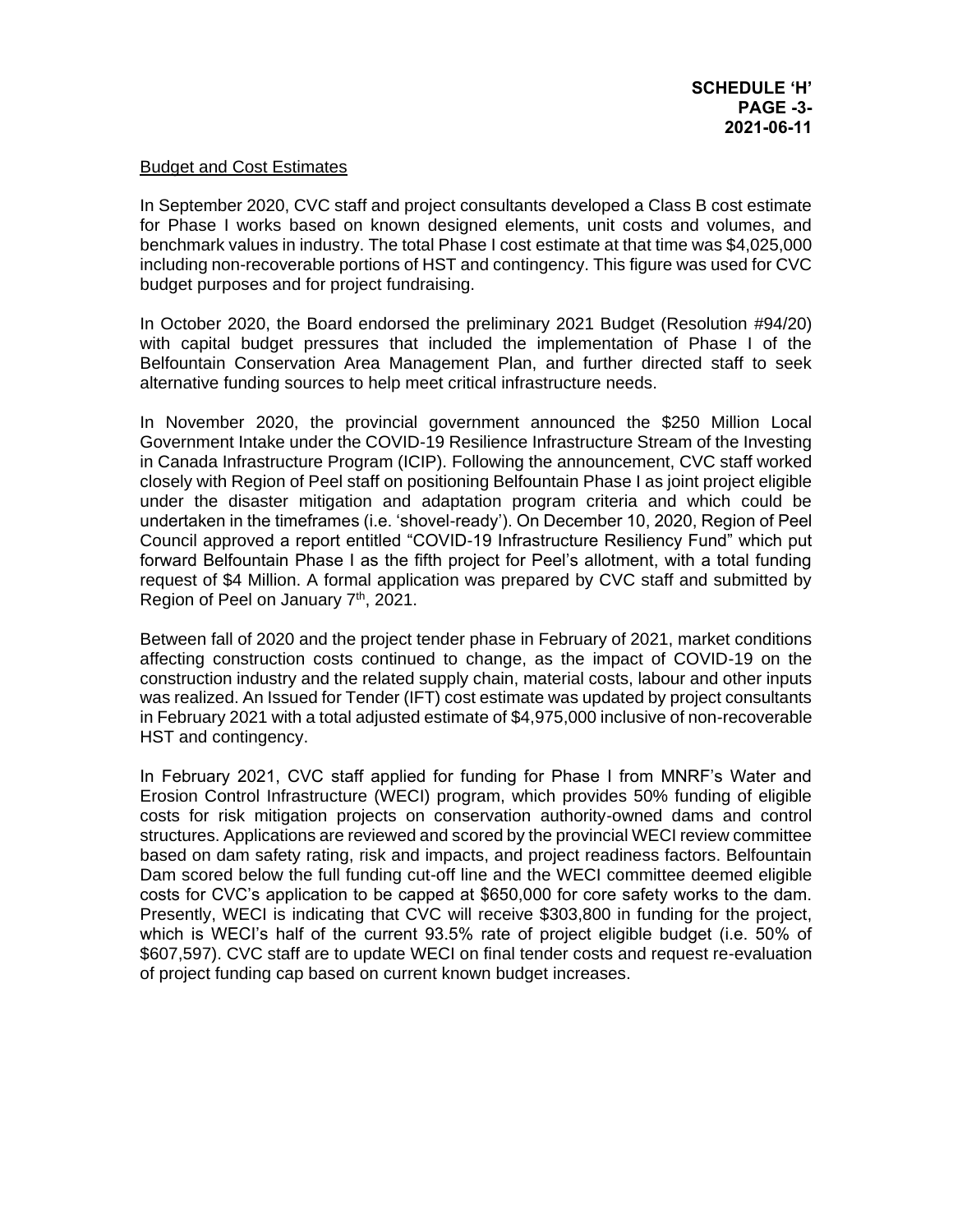## Budget and Cost Estimates

In September 2020, CVC staff and project consultants developed a Class B cost estimate for Phase I works based on known designed elements, unit costs and volumes, and benchmark values in industry. The total Phase I cost estimate at that time was $4,025,000 including non-recoverable portions of HST and contingency. This figure was used for CVC budget purposes and for project fundraising.

In October 2020, the Board endorsed the preliminary 2021 Budget (Resolution #94/20) with capital budget pressures that included the implementation of Phase I of the Belfountain Conservation Area Management Plan, and further directed staff to seek alternative funding sources to help meet critical infrastructure needs.

In November 2020, the provincial government announced the $250 Million Local Government Intake under the COVID-19 Resilience Infrastructure Stream of the Investing in Canada Infrastructure Program (ICIP). Following the announcement, CVC staff worked closely with Region of Peel staff on positioning Belfountain Phase I as joint project eligible under the disaster mitigation and adaptation program criteria and which could be undertaken in the timeframes (i.e. 'shovel-ready'). On December 10, 2020, Region of Peel Council approved a report entitled "COVID-19 Infrastructure Resiliency Fund" which put forward Belfountain Phase I as the fifth project for Peel's allotment, with a total funding request of $4 Million. A formal application was prepared by CVC staff and submitted by Region of Peel on January 7th, 2021.

Between fall of 2020 and the project tender phase in February of 2021, market conditions affecting construction costs continued to change, as the impact of COVID-19 on the construction industry and the related supply chain, material costs, labour and other inputs was realized. An Issued for Tender (IFT) cost estimate was updated by project consultants in February 2021 with a total adjusted estimate of $4,975,000 inclusive of non-recoverable HST and contingency.

In February 2021, CVC staff applied for funding for Phase I from MNRF's Water and Erosion Control Infrastructure (WECI) program, which provides 50% funding of eligible costs for risk mitigation projects on conservation authority-owned dams and control structures. Applications are reviewed and scored by the provincial WECI review committee based on dam safety rating, risk and impacts, and project readiness factors. Belfountain Dam scored below the full funding cut-off line and the WECI committee deemed eligible costs for CVC's application to be capped at $650,000 for core safety works to the dam. Presently, WECI is indicating that CVC will receive $303,800 in funding for the project, which is WECI's half of the current 93.5% rate of project eligible budget (i.e. 50% of $607,597). CVC staff are to update WECI on final tender costs and request re-evaluation of project funding cap based on current known budget increases.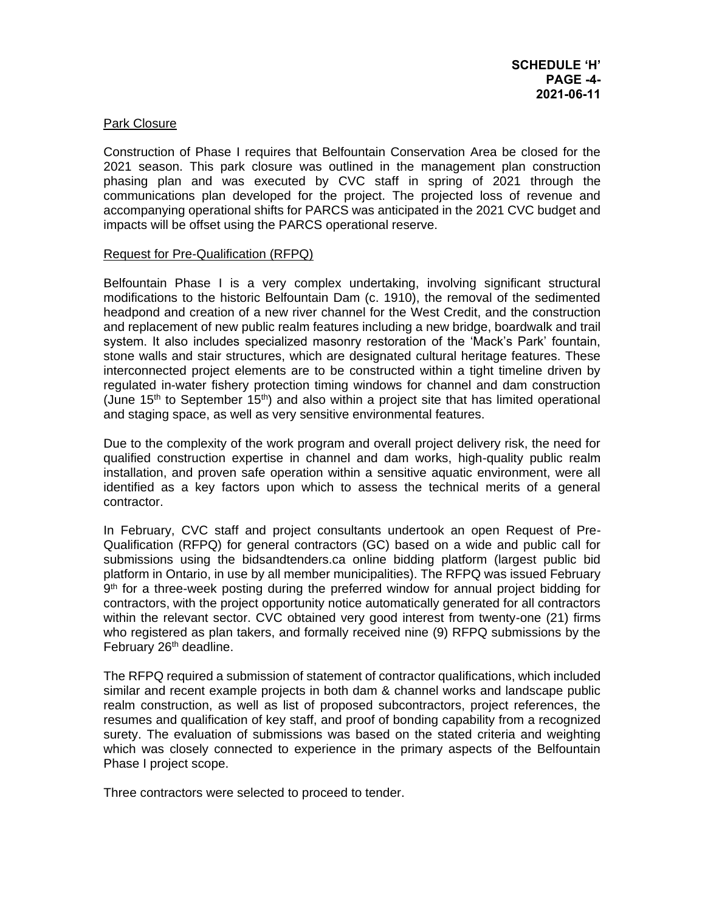## Park Closure

Construction of Phase I requires that Belfountain Conservation Area be closed for the 2021 season. This park closure was outlined in the management plan construction phasing plan and was executed by CVC staff in spring of 2021 through the communications plan developed for the project. The projected loss of revenue and accompanying operational shifts for PARCS was anticipated in the 2021 CVC budget and impacts will be offset using the PARCS operational reserve.

## Request for Pre-Qualification (RFPQ)

Belfountain Phase I is a very complex undertaking, involving significant structural modifications to the historic Belfountain Dam (c. 1910), the removal of the sedimented headpond and creation of a new river channel for the West Credit, and the construction and replacement of new public realm features including a new bridge, boardwalk and trail system. It also includes specialized masonry restoration of the 'Mack's Park' fountain, stone walls and stair structures, which are designated cultural heritage features. These interconnected project elements are to be constructed within a tight timeline driven by regulated in-water fishery protection timing windows for channel and dam construction (June 15th to September 15th) and also within a project site that has limited operational and staging space, as well as very sensitive environmental features.

Due to the complexity of the work program and overall project delivery risk, the need for qualified construction expertise in channel and dam works, high-quality public realm installation, and proven safe operation within a sensitive aquatic environment, were all identified as a key factors upon which to assess the technical merits of a general contractor.

In February, CVC staff and project consultants undertook an open Request of Pre-Qualification (RFPQ) for general contractors (GC) based on a wide and public call for submissions using the bidsandtenders.ca online bidding platform (largest public bid platform in Ontario, in use by all member municipalities). The RFPQ was issued February 9th for a three-week posting during the preferred window for annual project bidding for contractors, with the project opportunity notice automatically generated for all contractors within the relevant sector. CVC obtained very good interest from twenty-one (21) firms who registered as plan takers, and formally received nine (9) RFPQ submissions by the February 26th deadline.

The RFPQ required a submission of statement of contractor qualifications, which included similar and recent example projects in both dam & channel works and landscape public realm construction, as well as list of proposed subcontractors, project references, the resumes and qualification of key staff, and proof of bonding capability from a recognized surety. The evaluation of submissions was based on the stated criteria and weighting which was closely connected to experience in the primary aspects of the Belfountain Phase I project scope.

Three contractors were selected to proceed to tender.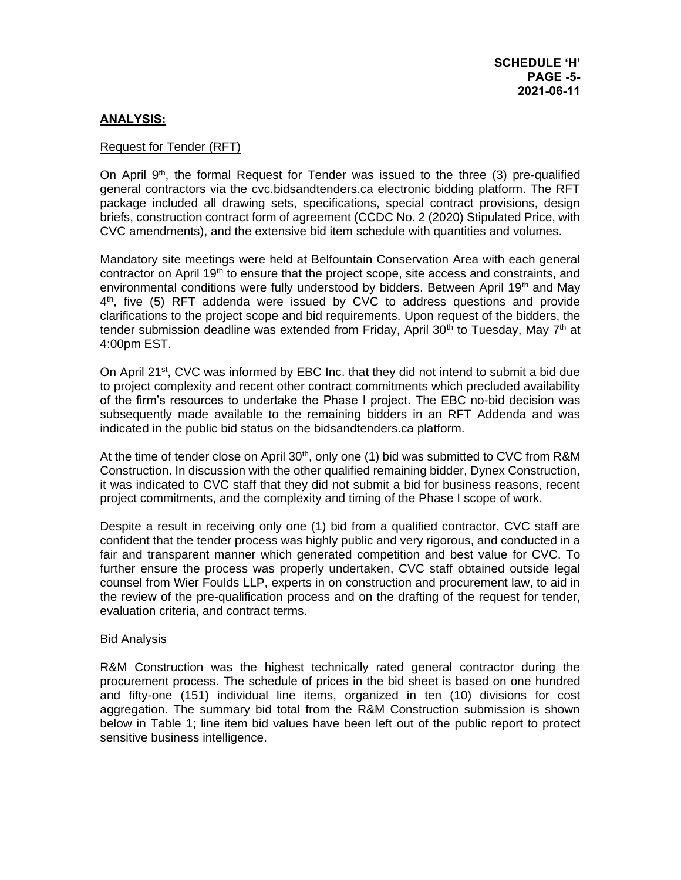## ANALYSIS:

### Request for Tender (RFT)

On April 9th, the formal Request for Tender was issued to the three (3) pre-qualified general contractors via the cvc.bidsandtenders.ca electronic bidding platform. The RFT package included all drawing sets, specifications, special contract provisions, design briefs, construction contract form of agreement (CCDC No. 2 (2020) Stipulated Price, with CVC amendments), and the extensive bid item schedule with quantities and volumes.

Mandatory site meetings were held at Belfountain Conservation Area with each general contractor on April 19th to ensure that the project scope, site access and constraints, and environmental conditions were fully understood by bidders. Between April 19th and May 4th, five (5) RFT addenda were issued by CVC to address questions and provide clarifications to the project scope and bid requirements. Upon request of the bidders, the tender submission deadline was extended from Friday, April 30th to Tuesday, May 7th at 4:00pm EST.

On April 21st, CVC was informed by EBC Inc. that they did not intend to submit a bid due to project complexity and recent other contract commitments which precluded availability of the firm's resources to undertake the Phase I project. The EBC no-bid decision was subsequently made available to the remaining bidders in an RFT Addenda and was indicated in the public bid status on the bidsandtenders.ca platform.

At the time of tender close on April 30th, only one (1) bid was submitted to CVC from R&M Construction. In discussion with the other qualified remaining bidder, Dynex Construction, it was indicated to CVC staff that they did not submit a bid for business reasons, recent project commitments, and the complexity and timing of the Phase I scope of work.

Despite a result in receiving only one (1) bid from a qualified contractor, CVC staff are confident that the tender process was highly public and very rigorous, and conducted in a fair and transparent manner which generated competition and best value for CVC. To further ensure the process was properly undertaken, CVC staff obtained outside legal counsel from Wier Foulds LLP, experts in on construction and procurement law, to aid in the review of the pre-qualification process and on the drafting of the request for tender, evaluation criteria, and contract terms.

### Bid Analysis

R&M Construction was the highest technically rated general contractor during the procurement process. The schedule of prices in the bid sheet is based on one hundred and fifty-one (151) individual line items, organized in ten (10) divisions for cost aggregation. The summary bid total from the R&M Construction submission is shown below in Table 1; line item bid values have been left out of the public report to protect sensitive business intelligence.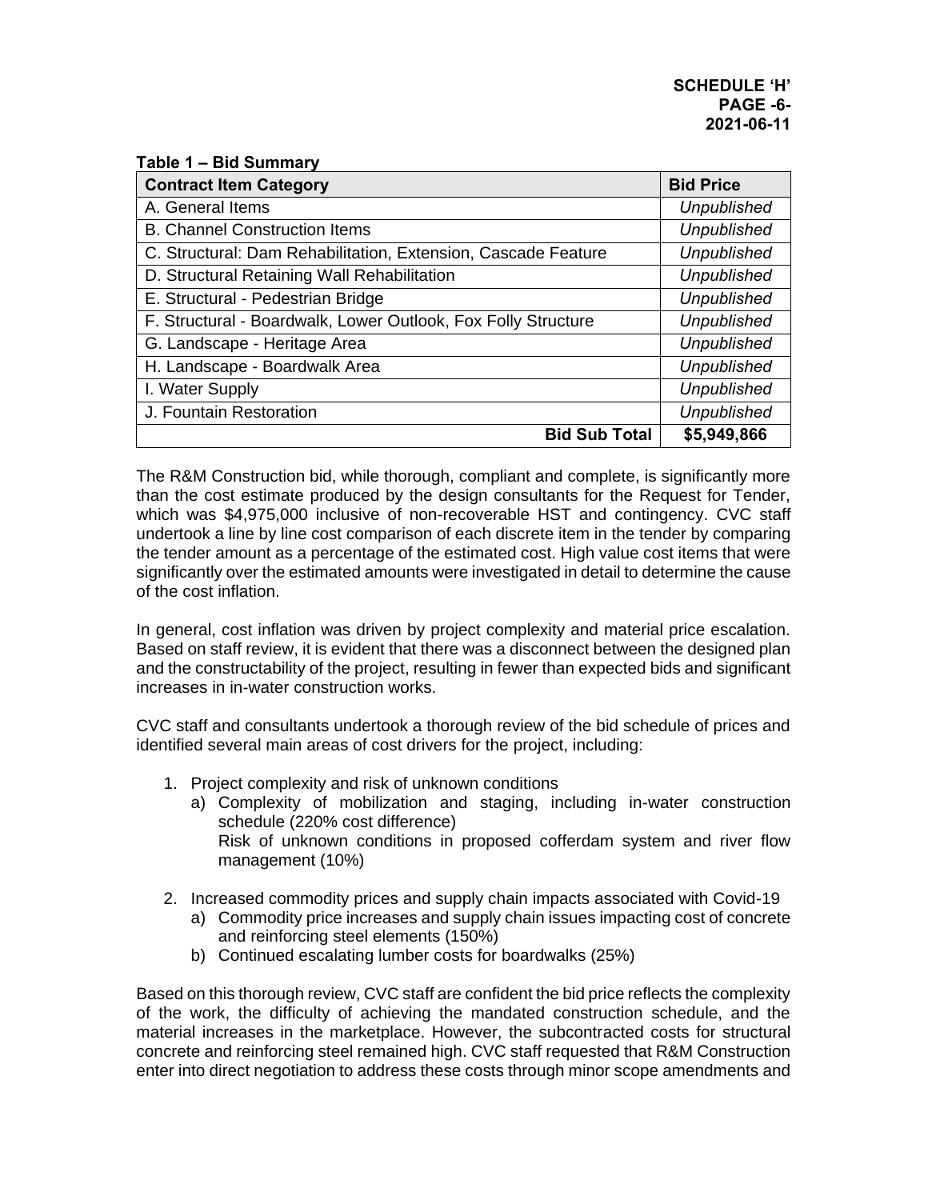**Table 1 – Bid Summary**

| Contract Item Category | Bid Price |
| --- | --- |
| A. General Items | *Unpublished* |
| B. Channel Construction Items | *Unpublished* |
| C. Structural: Dam Rehabilitation, Extension, Cascade Feature | *Unpublished* |
| D. Structural Retaining Wall Rehabilitation | *Unpublished* |
| E. Structural - Pedestrian Bridge | *Unpublished* |
| F. Structural - Boardwalk, Lower Outlook, Fox Folly Structure | *Unpublished* |
| G. Landscape - Heritage Area | *Unpublished* |
| H. Landscape - Boardwalk Area | *Unpublished* |
| I. Water Supply | *Unpublished* |
| J. Fountain Restoration | *Unpublished* |
| **Bid Sub Total** | **$5,949,866** |

The R&M Construction bid, while thorough, compliant and complete, is significantly more than the cost estimate produced by the design consultants for the Request for Tender, which was $4,975,000 inclusive of non-recoverable HST and contingency. CVC staff undertook a line by line cost comparison of each discrete item in the tender by comparing the tender amount as a percentage of the estimated cost. High value cost items that were significantly over the estimated amounts were investigated in detail to determine the cause of the cost inflation.

In general, cost inflation was driven by project complexity and material price escalation. Based on staff review, it is evident that there was a disconnect between the designed plan and the constructability of the project, resulting in fewer than expected bids and significant increases in in-water construction works.

CVC staff and consultants undertook a thorough review of the bid schedule of prices and identified several main areas of cost drivers for the project, including:

1. Project complexity and risk of unknown conditions
   a) Complexity of mobilization and staging, including in-water construction schedule (220% cost difference)
      Risk of unknown conditions in proposed cofferdam system and river flow management (10%)

2. Increased commodity prices and supply chain impacts associated with Covid-19
   a) Commodity price increases and supply chain issues impacting cost of concrete and reinforcing steel elements (150%)
   b) Continued escalating lumber costs for boardwalks (25%)

Based on this thorough review, CVC staff are confident the bid price reflects the complexity of the work, the difficulty of achieving the mandated construction schedule, and the material increases in the marketplace. However, the subcontracted costs for structural concrete and reinforcing steel remained high. CVC staff requested that R&M Construction enter into direct negotiation to address these costs through minor scope amendments and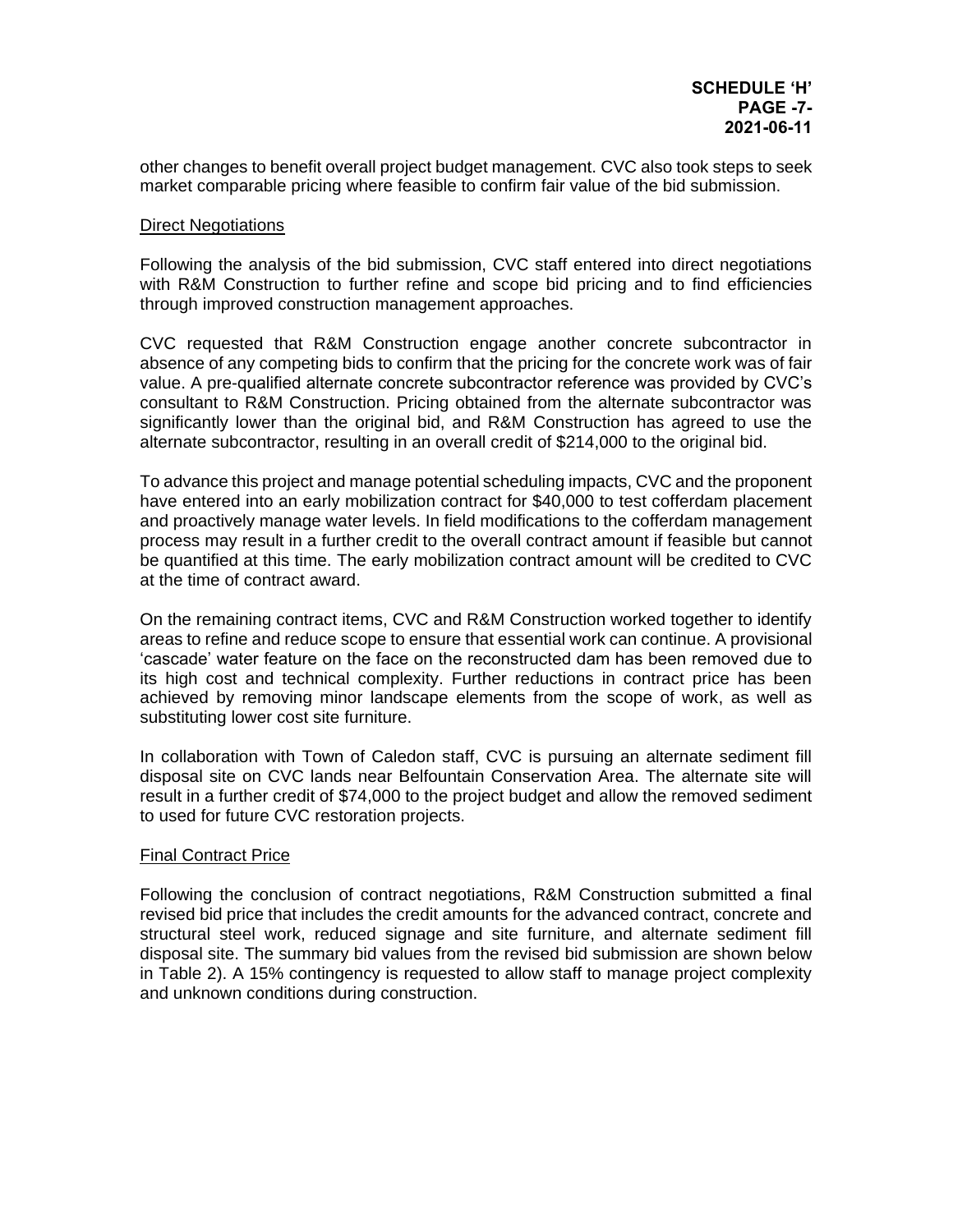other changes to benefit overall project budget management. CVC also took steps to seek market comparable pricing where feasible to confirm fair value of the bid submission.

Direct Negotiations

Following the analysis of the bid submission, CVC staff entered into direct negotiations with R&M Construction to further refine and scope bid pricing and to find efficiencies through improved construction management approaches.

CVC requested that R&M Construction engage another concrete subcontractor in absence of any competing bids to confirm that the pricing for the concrete work was of fair value. A pre-qualified alternate concrete subcontractor reference was provided by CVC's consultant to R&M Construction. Pricing obtained from the alternate subcontractor was significantly lower than the original bid, and R&M Construction has agreed to use the alternate subcontractor, resulting in an overall credit of $214,000 to the original bid.

To advance this project and manage potential scheduling impacts, CVC and the proponent have entered into an early mobilization contract for $40,000 to test cofferdam placement and proactively manage water levels. In field modifications to the cofferdam management process may result in a further credit to the overall contract amount if feasible but cannot be quantified at this time. The early mobilization contract amount will be credited to CVC at the time of contract award.

On the remaining contract items, CVC and R&M Construction worked together to identify areas to refine and reduce scope to ensure that essential work can continue. A provisional 'cascade' water feature on the face on the reconstructed dam has been removed due to its high cost and technical complexity. Further reductions in contract price has been achieved by removing minor landscape elements from the scope of work, as well as substituting lower cost site furniture.

In collaboration with Town of Caledon staff, CVC is pursuing an alternate sediment fill disposal site on CVC lands near Belfountain Conservation Area. The alternate site will result in a further credit of $74,000 to the project budget and allow the removed sediment to used for future CVC restoration projects.

Final Contract Price

Following the conclusion of contract negotiations, R&M Construction submitted a final revised bid price that includes the credit amounts for the advanced contract, concrete and structural steel work, reduced signage and site furniture, and alternate sediment fill disposal site. The summary bid values from the revised bid submission are shown below in Table 2). A 15% contingency is requested to allow staff to manage project complexity and unknown conditions during construction.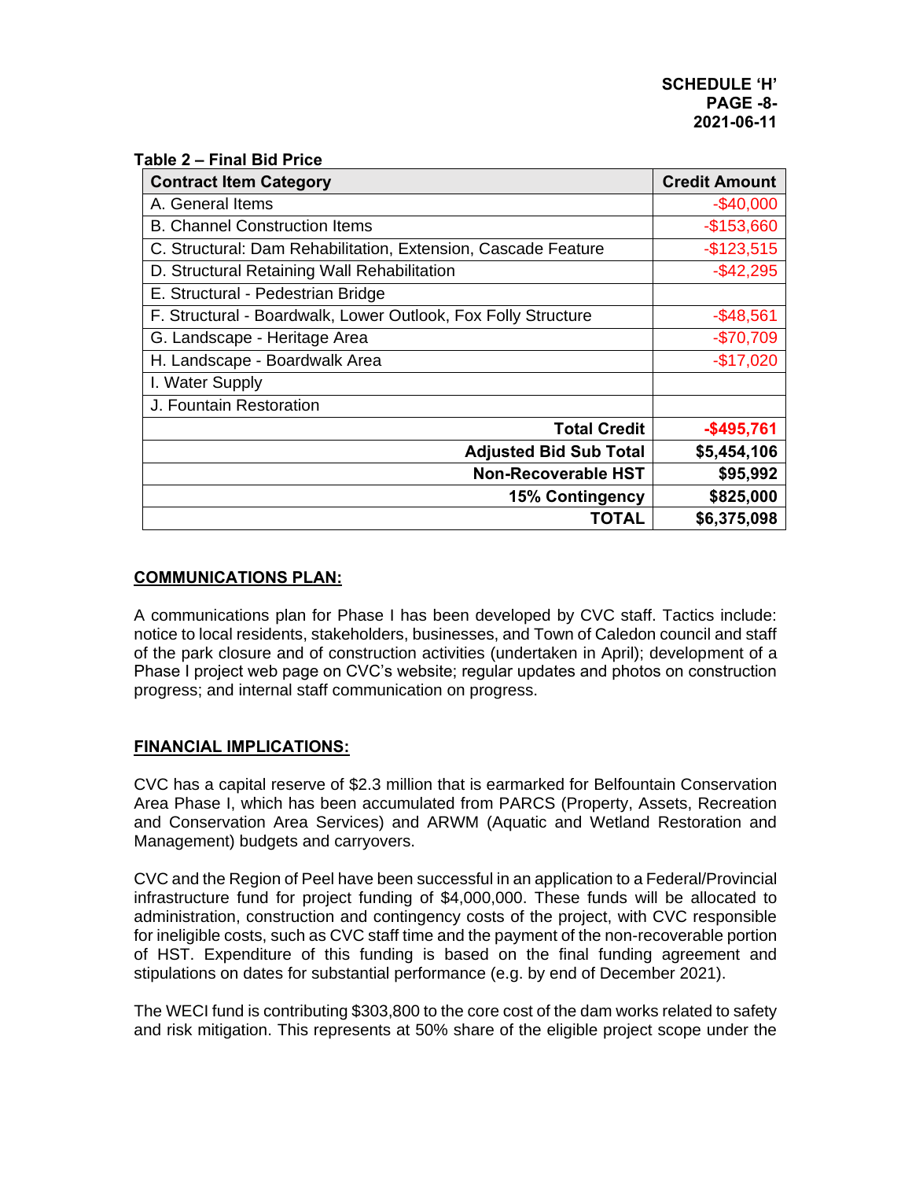**Table 2 – Final Bid Price**

| Contract Item Category | Credit Amount |
|---|---|
| A. General Items | -$40,000 |
| B. Channel Construction Items | -$153,660 |
| C. Structural: Dam Rehabilitation, Extension, Cascade Feature | -$123,515 |
| D. Structural Retaining Wall Rehabilitation | -$42,295 |
| E. Structural - Pedestrian Bridge | |
| F. Structural - Boardwalk, Lower Outlook, Fox Folly Structure | -$48,561 |
| G. Landscape - Heritage Area | -$70,709 |
| H. Landscape - Boardwalk Area | -$17,020 |
| I. Water Supply | |
| J. Fountain Restoration | |
| **Total Credit** | **-$495,761** |
| **Adjusted Bid Sub Total** | **$5,454,106** |
| **Non-Recoverable HST** | **$95,992** |
| **15% Contingency** | **$825,000** |
| **TOTAL** | **$6,375,098** |

## COMMUNICATIONS PLAN:

A communications plan for Phase I has been developed by CVC staff. Tactics include: notice to local residents, stakeholders, businesses, and Town of Caledon council and staff of the park closure and of construction activities (undertaken in April); development of a Phase I project web page on CVC's website; regular updates and photos on construction progress; and internal staff communication on progress.

## FINANCIAL IMPLICATIONS:

CVC has a capital reserve of $2.3 million that is earmarked for Belfountain Conservation Area Phase I, which has been accumulated from PARCS (Property, Assets, Recreation and Conservation Area Services) and ARWM (Aquatic and Wetland Restoration and Management) budgets and carryovers.

CVC and the Region of Peel have been successful in an application to a Federal/Provincial infrastructure fund for project funding of $4,000,000. These funds will be allocated to administration, construction and contingency costs of the project, with CVC responsible for ineligible costs, such as CVC staff time and the payment of the non-recoverable portion of HST. Expenditure of this funding is based on the final funding agreement and stipulations on dates for substantial performance (e.g. by end of December 2021).

The WECI fund is contributing $303,800 to the core cost of the dam works related to safety and risk mitigation. This represents at 50% share of the eligible project scope under the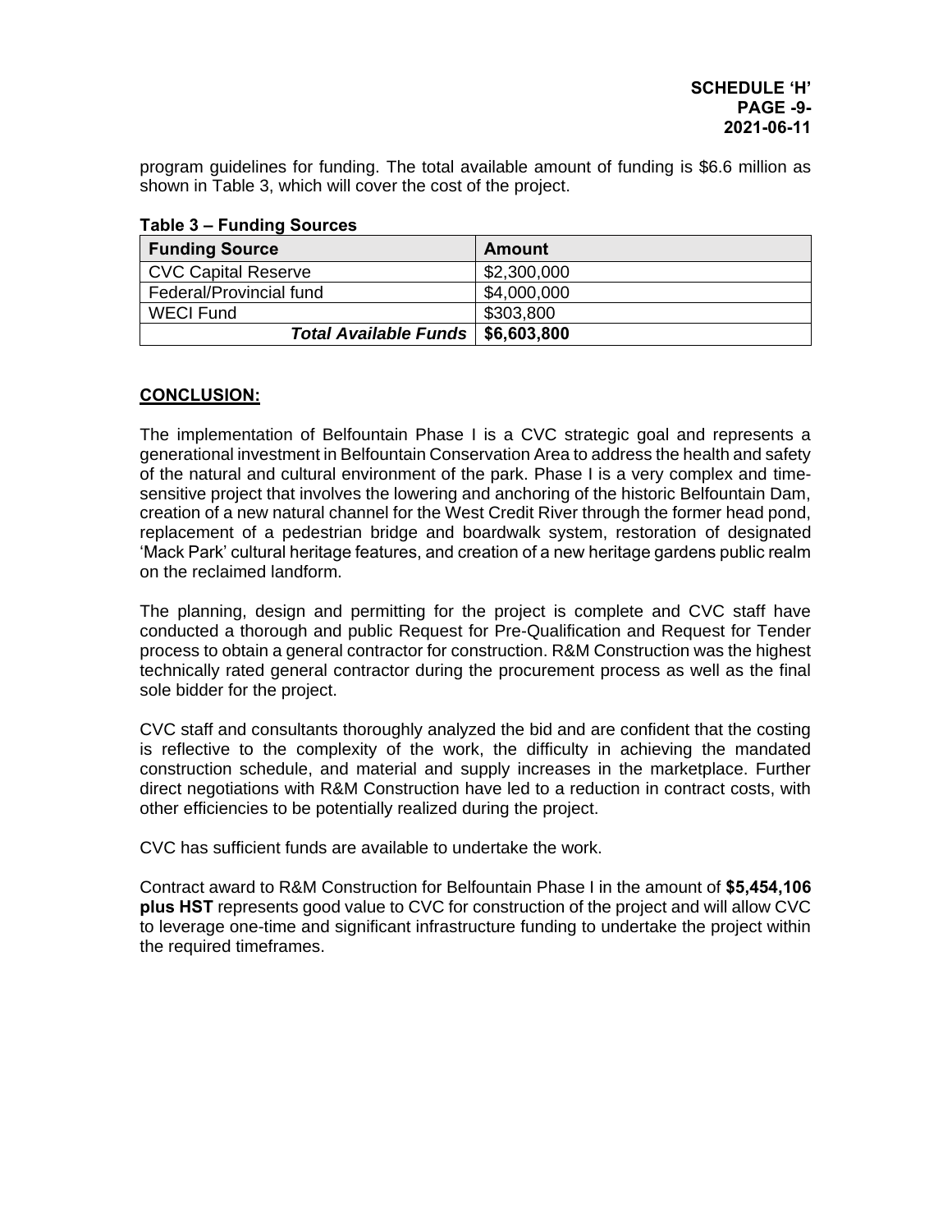program guidelines for funding. The total available amount of funding is $6.6 million as shown in Table 3, which will cover the cost of the project.

**Table 3 – Funding Sources**

| Funding Source | Amount |
|---|---|
| CVC Capital Reserve | $2,300,000 |
| Federal/Provincial fund | $4,000,000 |
| WECI Fund | $303,800 |
| ***Total Available Funds*** | **$6,603,800** |

## CONCLUSION:

The implementation of Belfountain Phase I is a CVC strategic goal and represents a generational investment in Belfountain Conservation Area to address the health and safety of the natural and cultural environment of the park. Phase I is a very complex and time-sensitive project that involves the lowering and anchoring of the historic Belfountain Dam, creation of a new natural channel for the West Credit River through the former head pond, replacement of a pedestrian bridge and boardwalk system, restoration of designated 'Mack Park' cultural heritage features, and creation of a new heritage gardens public realm on the reclaimed landform.

The planning, design and permitting for the project is complete and CVC staff have conducted a thorough and public Request for Pre-Qualification and Request for Tender process to obtain a general contractor for construction. R&M Construction was the highest technically rated general contractor during the procurement process as well as the final sole bidder for the project.

CVC staff and consultants thoroughly analyzed the bid and are confident that the costing is reflective to the complexity of the work, the difficulty in achieving the mandated construction schedule, and material and supply increases in the marketplace. Further direct negotiations with R&M Construction have led to a reduction in contract costs, with other efficiencies to be potentially realized during the project.

CVC has sufficient funds are available to undertake the work.

Contract award to R&M Construction for Belfountain Phase I in the amount of **$5,454,106 plus HST** represents good value to CVC for construction of the project and will allow CVC to leverage one-time and significant infrastructure funding to undertake the project within the required timeframes.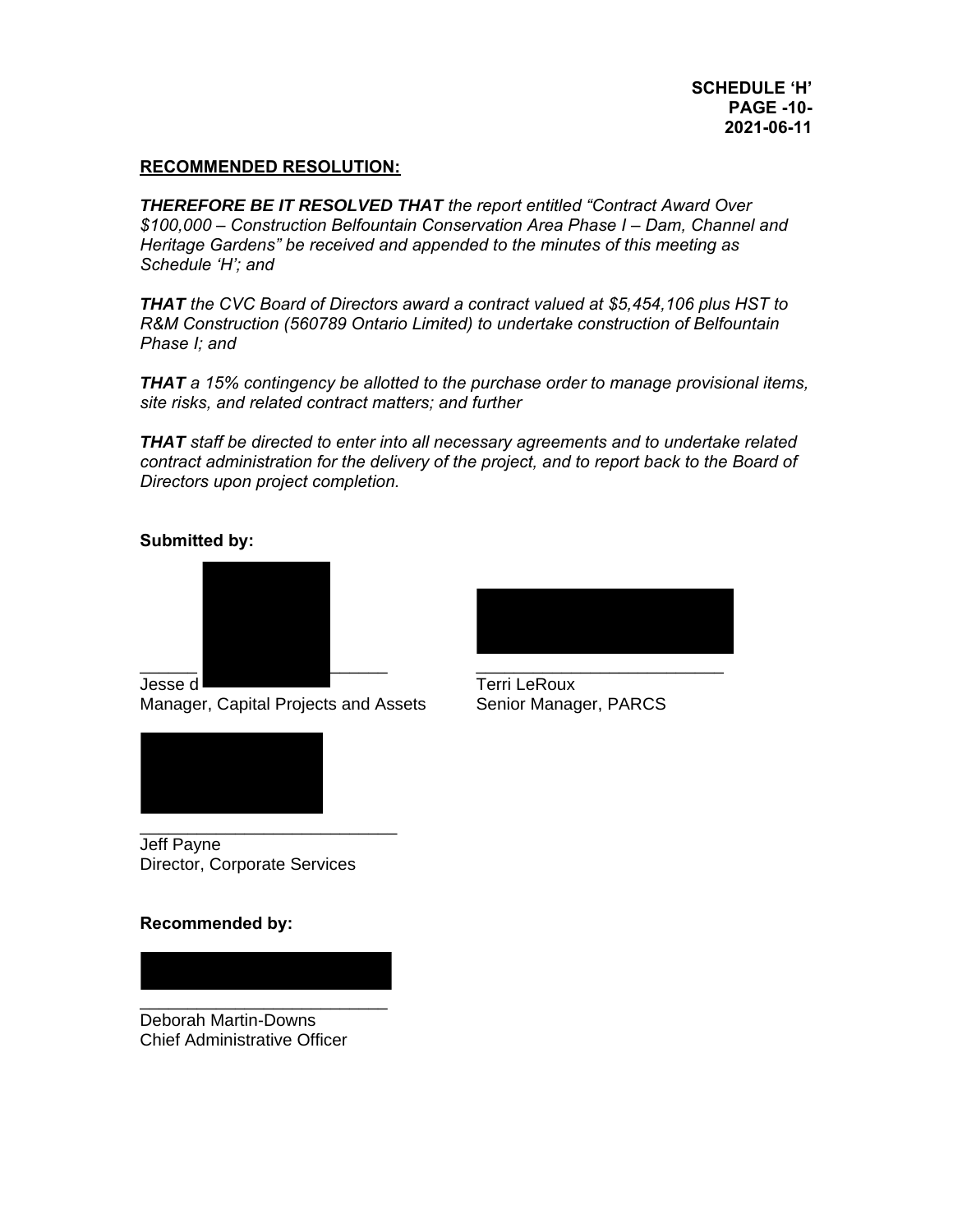**RECOMMENDED RESOLUTION:**

***THEREFORE BE IT RESOLVED THAT*** *the report entitled "Contract Award Over $100,000 – Construction Belfountain Conservation Area Phase I – Dam, Channel and Heritage Gardens" be received and appended to the minutes of this meeting as Schedule 'H'; and*

***THAT*** *the CVC Board of Directors award a contract valued at $5,454,106 plus HST to R&M Construction (560789 Ontario Limited) to undertake construction of Belfountain Phase I; and*

***THAT*** *a 15% contingency be allotted to the purchase order to manage provisional items, site risks, and related contract matters; and further*

***THAT*** *staff be directed to enter into all necessary agreements and to undertake related contract administration for the delivery of the project, and to report back to the Board of Directors upon project completion.*

**Submitted by:**

\_\_\_\_\_\_\_\_\_\_\_\_\_\_\_\_\_\_\_\_\_\_\_\_\_\_\_
Jesse d
Manager, Capital Projects and Assets

\_\_\_\_\_\_\_\_\_\_\_\_\_\_\_\_\_\_\_\_\_\_\_\_\_\_\_
Terri LeRoux
Senior Manager, PARCS

\_\_\_\_\_\_\_\_\_\_\_\_\_\_\_\_\_\_\_\_\_\_\_\_\_\_\_
Jeff Payne
Director, Corporate Services

**Recommended by:**

\_\_\_\_\_\_\_\_\_\_\_\_\_\_\_\_\_\_\_\_\_\_\_\_\_\_\_
Deborah Martin-Downs
Chief Administrative Officer